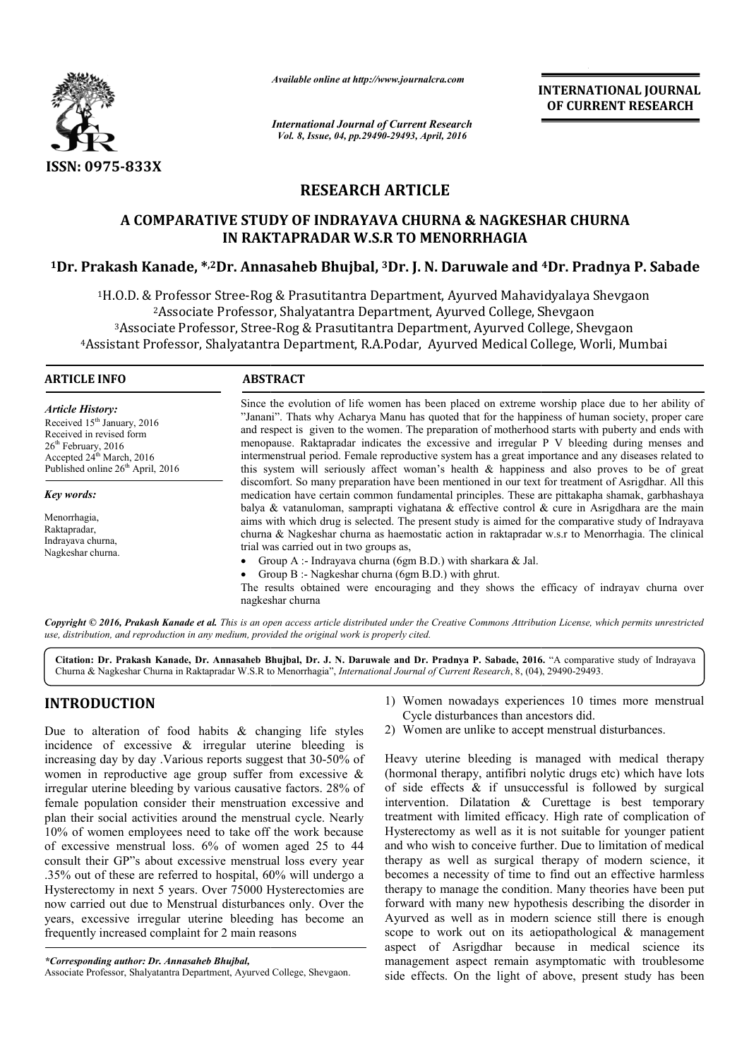ISSN: 0975-833X

*Available online at http://www.journalcra.com*

*International Journal of Current Research*
*Vol. 8, Issue, 04, pp.29490-29493, April, 2016*

**INTERNATIONAL JOURNAL OF CURRENT RESEARCH**

## RESEARCH ARTICLE

# A COMPARATIVE STUDY OF INDRAYAVA CHURNA & NAGKESHAR CHURNA IN RAKTAPRADAR W.S.R TO MENORRHAGIA

**[1]Dr. Prakash Kanade, *,[2]Dr. Annasaheb Bhujbal, [3]Dr. J. N. Daruwale and [4]Dr. Pradnya P. Sabade**

[1]H.O.D. & Professor Stree-Rog & Prasutitantra Department, Ayurved Mahavidyalaya Shevgaon
[2]Associate Professor, Shalyatantra Department, Ayurved College, Shevgaon
[3]Associate Professor, Stree-Rog & Prasutitantra Department, Ayurved College, Shevgaon
[4]Assistant Professor, Shalyatantra Department, R.A.Podar, Ayurved Medical College, Worli, Mumbai

### ARTICLE INFO

*Article History:*
Received 15th January, 2016
Received in revised form 26th February, 2016
Accepted 24th March, 2016
Published online 26th April, 2016

*Key words:*
Menorrhagia,
Raktapradar,
Indrayava churna,
Nagkeshar churna.

### ABSTRACT

Since the evolution of life women has been placed on extreme worship place due to her ability of "Janani". Thats why Acharya Manu has quoted that for the happiness of human society, proper care and respect is given to the women. The preparation of motherhood starts with puberty and ends with menopause. Raktapradar indicates the excessive and irregular P V bleeding during menses and intermenstrual period. Female reproductive system has a great importance and any diseases related to this system will seriously affect woman's health & happiness and also proves to be of great discomfort. So many preparation have been mentioned in our text for treatment of Asrigdhar. All this medication have certain common fundamental principles. These are pittakapha shamak, garbhashaya balya & vatanuloman, samprapti vighatana & effective control & cure in Asrigdhara are the main aims with which drug is selected. The present study is aimed for the comparative study of Indrayava churna & Nagkeshar churna as haemostatic action in raktapradar w.s.r to Menorrhagia. The clinical trial was carried out in two groups as,

- Group A :- Indrayava churna (6gm B.D.) with sharkara & Jal.
- Group B :- Nagkeshar churna (6gm B.D.) with ghrut.

The results obtained were encouraging and they shows the efficacy of indrayav churna over nagkeshar churna

*Copyright © 2016, Prakash Kanade et al. This is an open access article distributed under the Creative Commons Attribution License, which permits unrestricted use, distribution, and reproduction in any medium, provided the original work is properly cited.*

**Citation: Dr. Prakash Kanade, Dr. Annasaheb Bhujbal, Dr. J. N. Daruwale and Dr. Pradnya P. Sabade, 2016.** "A comparative study of Indrayava Churna & Nagkeshar Churna in Raktapradar W.S.R to Menorrhagia", *International Journal of Current Research*, 8, (04), 29490-29493.

## INTRODUCTION

Due to alteration of food habits & changing life styles incidence of excessive & irregular uterine bleeding is increasing day by day .Various reports suggest that 30-50% of women in reproductive age group suffer from excessive & irregular uterine bleeding by various causative factors. 28% of female population consider their menstruation excessive and plan their social activities around the menstrual cycle. Nearly 10% of women employees need to take off the work because of excessive menstrual loss. 6% of women aged 25 to 44 consult their GP"s about excessive menstrual loss every year .35% out of these are referred to hospital, 60% will undergo a Hysterectomy in next 5 years. Over 75000 Hysterectomies are now carried out due to Menstrual disturbances only. Over the years, excessive irregular uterine bleeding has become an frequently increased complaint for 2 main reasons

1) Women nowadays experiences 10 times more menstrual Cycle disturbances than ancestors did.
2) Women are unlike to accept menstrual disturbances.

Heavy uterine bleeding is managed with medical therapy (hormonal therapy, antifibri nolytic drugs etc) which have lots of side effects & if unsuccessful is followed by surgical intervention. Dilatation & Curettage is best temporary treatment with limited efficacy. High rate of complication of Hysterectomy as well as it is not suitable for younger patient and who wish to conceive further. Due to limitation of medical therapy as well as surgical therapy of modern science, it becomes a necessity of time to find out an effective harmless therapy to manage the condition. Many theories have been put forward with many new hypothesis describing the disorder in Ayurved as well as in modern science still there is enough scope to work out on its aetiopathological & management aspect of Asrigdhar because in medical science its management aspect remain asymptomatic with troublesome side effects. On the light of above, present study has been

*\*Corresponding author: Dr. Annasaheb Bhujbal,*
Associate Professor, Shalyatantra Department, Ayurved College, Shevgaon.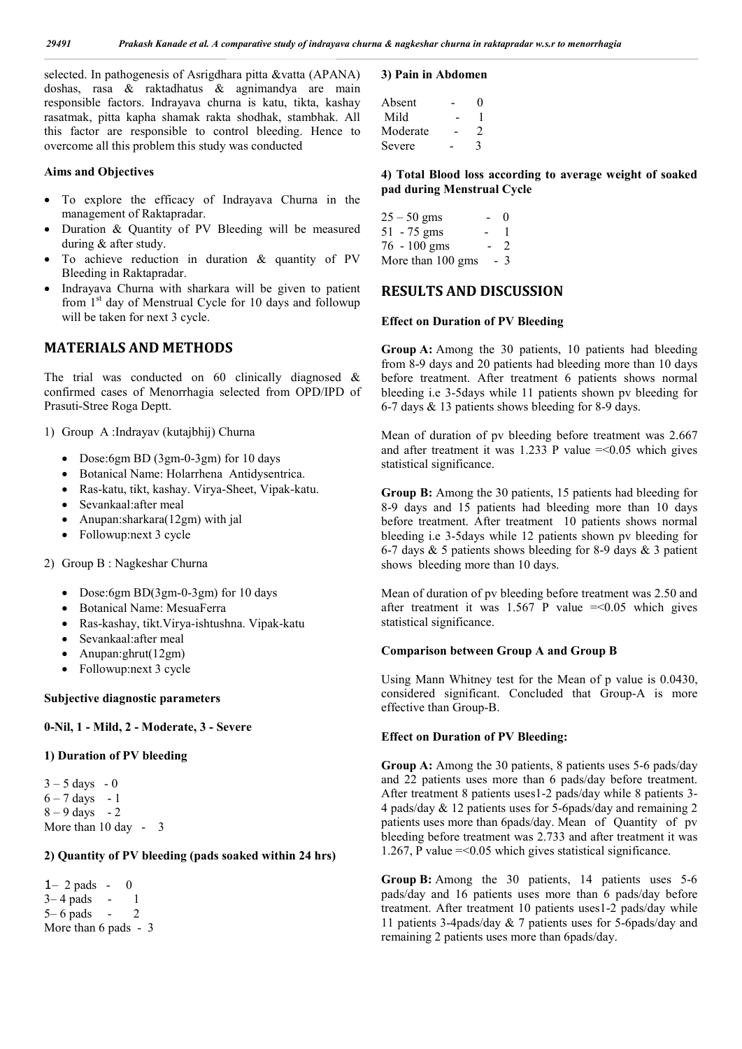selected. In pathogenesis of Asrigdhara pitta &vatta (APANA) doshas, rasa & raktadhatus & agnimandya are main responsible factors. Indrayava churna is katu, tikta, kashay rasatmak, pitta kapha shamak rakta shodhak, stambhak. All this factor are responsible to control bleeding. Hence to overcome all this problem this study was conducted

**Aims and Objectives**

- To explore the efficacy of Indrayava Churna in the management of Raktapradar.
- Duration & Quantity of PV Bleeding will be measured during & after study.
- To achieve reduction in duration & quantity of PV Bleeding in Raktapradar.
- Indrayava Churna with sharkara will be given to patient from 1st day of Menstrual Cycle for 10 days and followup will be taken for next 3 cycle.

## MATERIALS AND METHODS

The trial was conducted on 60 clinically diagnosed & confirmed cases of Menorrhagia selected from OPD/IPD of Prasuti-Stree Roga Deptt.

1) Group A :Indrayav (kutajbhij) Churna

- Dose:6gm BD (3gm-0-3gm) for 10 days
- Botanical Name: Holarrhena Antidysentrica.
- Ras-katu, tikt, kashay. Virya-Sheet, Vipak-katu.
- Sevankaal:after meal
- Anupan:sharkara(12gm) with jal
- Followup:next 3 cycle

2) Group B : Nagkeshar Churna

- Dose:6gm BD(3gm-0-3gm) for 10 days
- Botanical Name: MesuaFerra
- Ras-kashay, tikt.Virya-ishtushna. Vipak-katu
- Sevankaal:after meal
- Anupan:ghrut(12gm)
- Followup:next 3 cycle

**Subjective diagnostic parameters**

**0-Nil, 1 - Mild, 2 - Moderate, 3 - Severe**

**1) Duration of PV bleeding**

3 – 5 days - 0
6 – 7 days - 1
8 – 9 days - 2
More than 10 day - 3

**2) Quantity of PV bleeding (pads soaked within 24 hrs)**

1– 2 pads - 0
3– 4 pads - 1
5– 6 pads - 2
More than 6 pads - 3

**3) Pain in Abdomen**

Absent - 0
Mild - 1
Moderate - 2
Severe - 3

**4) Total Blood loss according to average weight of soaked pad during Menstrual Cycle**

25 – 50 gms - 0
51 - 75 gms - 1
76 - 100 gms - 2
More than 100 gms - 3

## RESULTS AND DISCUSSION

**Effect on Duration of PV Bleeding**

**Group A:** Among the 30 patients, 10 patients had bleeding from 8-9 days and 20 patients had bleeding more than 10 days before treatment. After treatment 6 patients shows normal bleeding i.e 3-5days while 11 patients shown pv bleeding for 6-7 days & 13 patients shows bleeding for 8-9 days.

Mean of duration of pv bleeding before treatment was 2.667 and after treatment it was 1.233 P value =<0.05 which gives statistical significance.

**Group B:** Among the 30 patients, 15 patients had bleeding for 8-9 days and 15 patients had bleeding more than 10 days before treatment. After treatment 10 patients shows normal bleeding i.e 3-5days while 12 patients shown pv bleeding for 6-7 days & 5 patients shows bleeding for 8-9 days & 3 patient shows bleeding more than 10 days.

Mean of duration of pv bleeding before treatment was 2.50 and after treatment it was 1.567 P value =<0.05 which gives statistical significance.

**Comparison between Group A and Group B**

Using Mann Whitney test for the Mean of p value is 0.0430, considered significant. Concluded that Group-A is more effective than Group-B.

**Effect on Duration of PV Bleeding:**

**Group A:** Among the 30 patients, 8 patients uses 5-6 pads/day and 22 patients uses more than 6 pads/day before treatment. After treatment 8 patients uses1-2 pads/day while 8 patients 3-4 pads/day & 12 patients uses for 5-6pads/day and remaining 2 patients uses more than 6pads/day. Mean of Quantity of pv bleeding before treatment was 2.733 and after treatment it was 1.267, P value =<0.05 which gives statistical significance.

**Group B:** Among the 30 patients, 14 patients uses 5-6 pads/day and 16 patients uses more than 6 pads/day before treatment. After treatment 10 patients uses1-2 pads/day while 11 patients 3-4pads/day & 7 patients uses for 5-6pads/day and remaining 2 patients uses more than 6pads/day.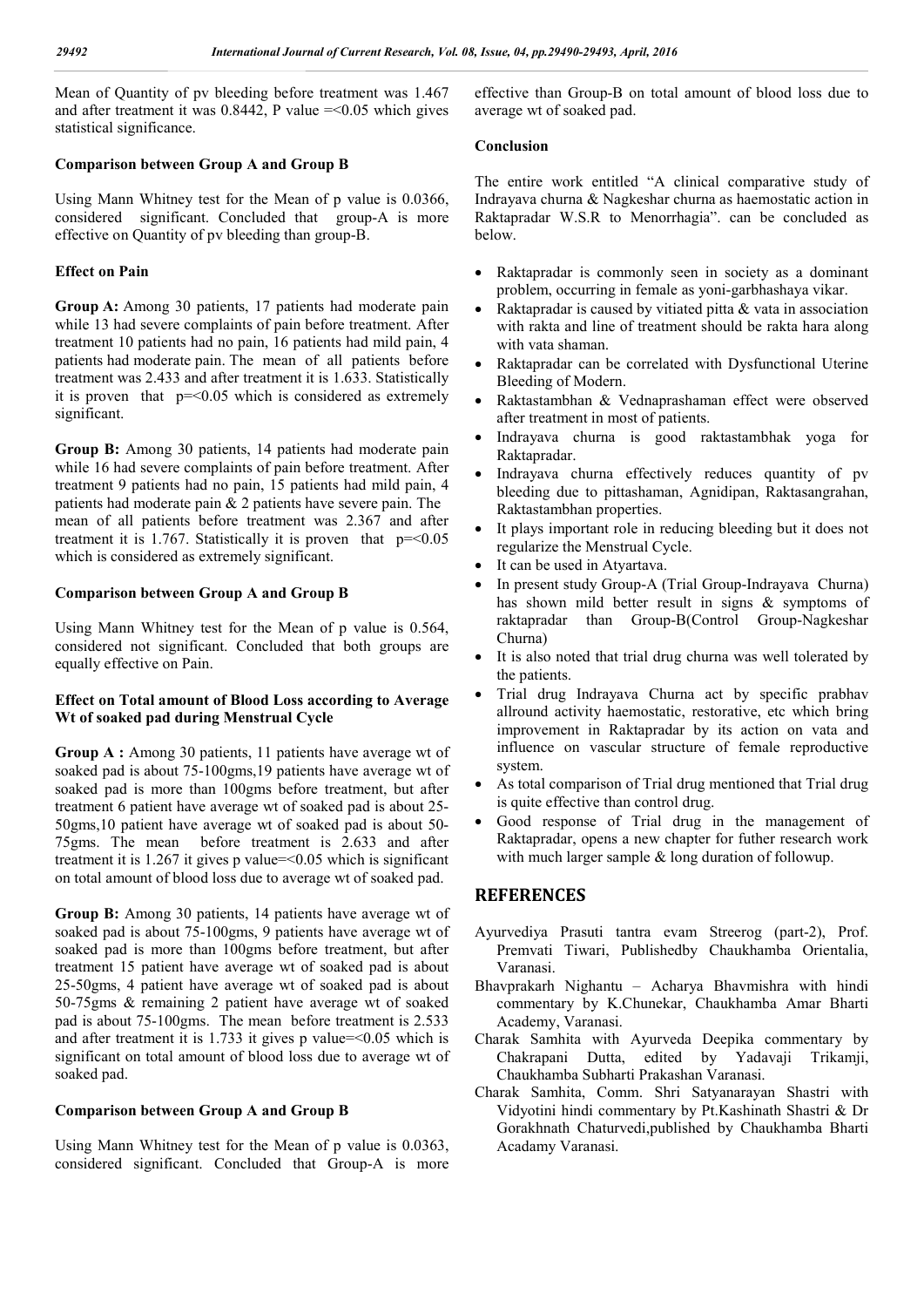Mean of Quantity of pv bleeding before treatment was 1.467 and after treatment it was 0.8442, P value =<0.05 which gives statistical significance.

### Comparison between Group A and Group B

Using Mann Whitney test for the Mean of p value is 0.0366, considered significant. Concluded that group-A is more effective on Quantity of pv bleeding than group-B.

### Effect on Pain

**Group A:** Among 30 patients, 17 patients had moderate pain while 13 had severe complaints of pain before treatment. After treatment 10 patients had no pain, 16 patients had mild pain, 4 patients had moderate pain. The mean of all patients before treatment was 2.433 and after treatment it is 1.633. Statistically it is proven that p=<0.05 which is considered as extremely significant.

**Group B:** Among 30 patients, 14 patients had moderate pain while 16 had severe complaints of pain before treatment. After treatment 9 patients had no pain, 15 patients had mild pain, 4 patients had moderate pain & 2 patients have severe pain. The mean of all patients before treatment was 2.367 and after treatment it is 1.767. Statistically it is proven that p=<0.05 which is considered as extremely significant.

### Comparison between Group A and Group B

Using Mann Whitney test for the Mean of p value is 0.564, considered not significant. Concluded that both groups are equally effective on Pain.

### Effect on Total amount of Blood Loss according to Average Wt of soaked pad during Menstrual Cycle

**Group A :** Among 30 patients, 11 patients have average wt of soaked pad is about 75-100gms,19 patients have average wt of soaked pad is more than 100gms before treatment, but after treatment 6 patient have average wt of soaked pad is about 25-50gms,10 patient have average wt of soaked pad is about 50-75gms. The mean before treatment is 2.633 and after treatment it is 1.267 it gives p value=<0.05 which is significant on total amount of blood loss due to average wt of soaked pad.

**Group B:** Among 30 patients, 14 patients have average wt of soaked pad is about 75-100gms, 9 patients have average wt of soaked pad is more than 100gms before treatment, but after treatment 15 patient have average wt of soaked pad is about 25-50gms, 4 patient have average wt of soaked pad is about 50-75gms & remaining 2 patient have average wt of soaked pad is about 75-100gms. The mean before treatment is 2.533 and after treatment it is 1.733 it gives p value=<0.05 which is significant on total amount of blood loss due to average wt of soaked pad.

### Comparison between Group A and Group B

Using Mann Whitney test for the Mean of p value is 0.0363, considered significant. Concluded that Group-A is more effective than Group-B on total amount of blood loss due to average wt of soaked pad.

## Conclusion

The entire work entitled "A clinical comparative study of Indrayava churna & Nagkeshar churna as haemostatic action in Raktapradar W.S.R to Menorrhagia". can be concluded as below.

- Raktapradar is commonly seen in society as a dominant problem, occurring in female as yoni-garbhashaya vikar.
- Raktapradar is caused by vitiated pitta & vata in association with rakta and line of treatment should be rakta hara along with vata shaman.
- Raktapradar can be correlated with Dysfunctional Uterine Bleeding of Modern.
- Raktastambhan & Vednaprashaman effect were observed after treatment in most of patients.
- Indrayava churna is good raktastambhak yoga for Raktapradar.
- Indrayava churna effectively reduces quantity of pv bleeding due to pittashaman, Agnidipan, Raktasangrahan, Raktastambhan properties.
- It plays important role in reducing bleeding but it does not regularize the Menstrual Cycle.
- It can be used in Atyartava.
- In present study Group-A (Trial Group-Indrayava Churna) has shown mild better result in signs & symptoms of raktapradar than Group-B(Control Group-Nagkeshar Churna)
- It is also noted that trial drug churna was well tolerated by the patients.
- Trial drug Indrayava Churna act by specific prabhav allround activity haemostatic, restorative, etc which bring improvement in Raktapradar by its action on vata and influence on vascular structure of female reproductive system.
- As total comparison of Trial drug mentioned that Trial drug is quite effective than control drug.
- Good response of Trial drug in the management of Raktapradar, opens a new chapter for futher research work with much larger sample & long duration of followup.

## REFERENCES

Ayurvediya Prasuti tantra evam Streerog (part-2), Prof. Premvati Tiwari, Publishedby Chaukhamba Orientalia, Varanasi.

Bhavprakarh Nighantu – Acharya Bhavmishra with hindi commentary by K.Chunekar, Chaukhamba Amar Bharti Academy, Varanasi.

Charak Samhita with Ayurveda Deepika commentary by Chakrapani Dutta, edited by Yadavaji Trikamji, Chaukhamba Subharti Prakashan Varanasi.

Charak Samhita, Comm. Shri Satyanarayan Shastri with Vidyotini hindi commentary by Pt.Kashinath Shastri & Dr Gorakhnath Chaturvedi,published by Chaukhamba Bharti Acadamy Varanasi.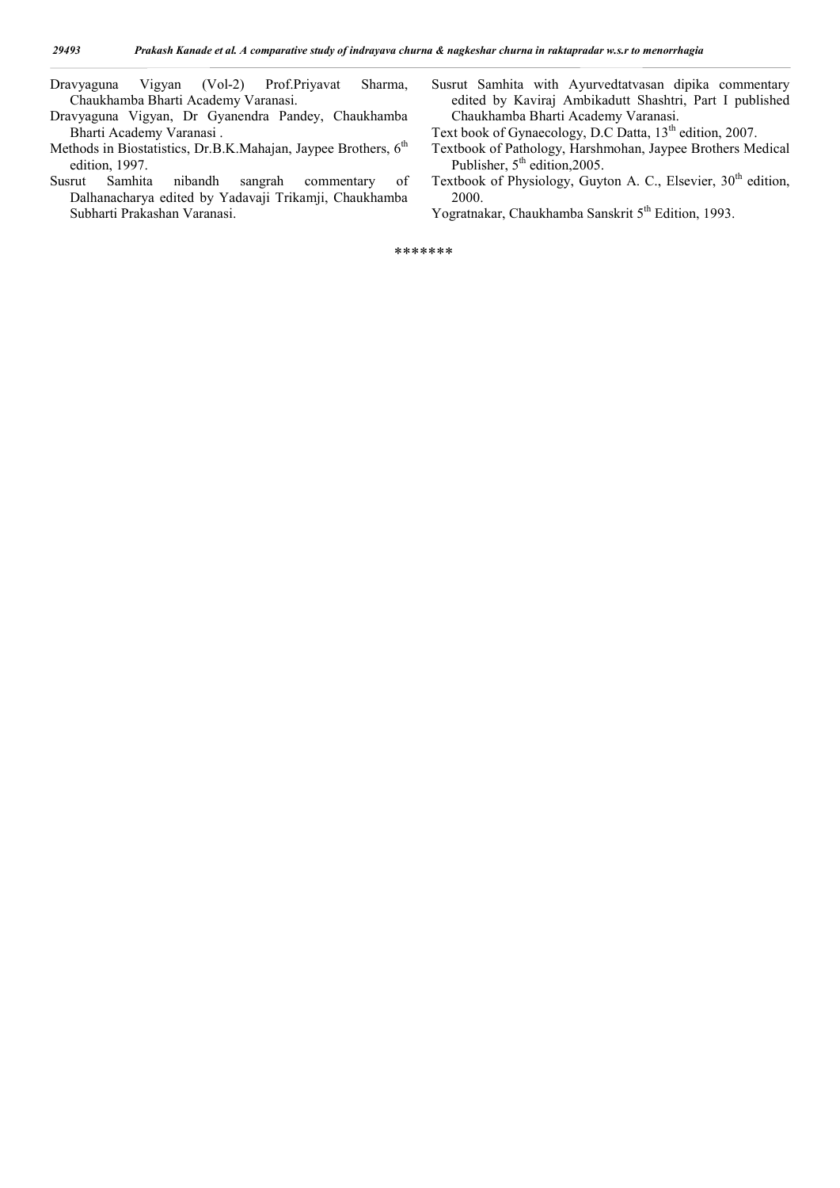Dravyaguna Vigyan (Vol-2) Prof.Priyavat Sharma, Chaukhamba Bharti Academy Varanasi.

Dravyaguna Vigyan, Dr Gyanendra Pandey, Chaukhamba Bharti Academy Varanasi .

Methods in Biostatistics, Dr.B.K.Mahajan, Jaypee Brothers, 6th edition, 1997.

Susrut Samhita nibandh sangrah commentary of Dalhanacharya edited by Yadavaji Trikamji, Chaukhamba Subharti Prakashan Varanasi.

Susrut Samhita with Ayurvedtatvasan dipika commentary edited by Kaviraj Ambikadutt Shashtri, Part I published Chaukhamba Bharti Academy Varanasi.

Text book of Gynaecology, D.C Datta, 13th edition, 2007.

Textbook of Pathology, Harshmohan, Jaypee Brothers Medical Publisher, 5th edition,2005.

Textbook of Physiology, Guyton A. C., Elsevier, 30th edition, 2000.

Yogratnakar, Chaukhamba Sanskrit 5th Edition, 1993.

*******